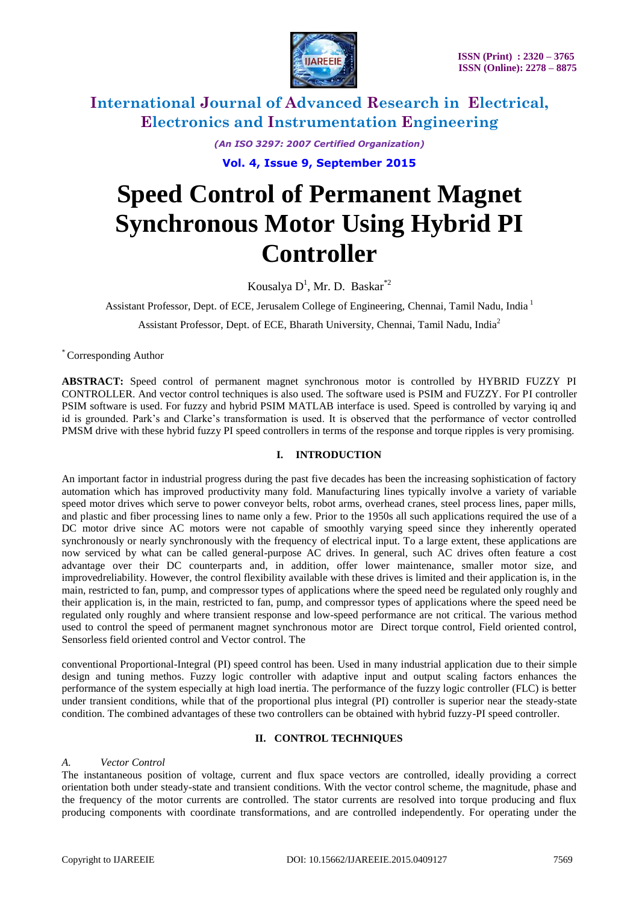# International Journal of Advanced Research in Electrical, Electronics and Instrumentation Engineering

*(An ISO 3297: 2007 Certified Organization)*

**Vol. 4, Issue 9, September 2015**

# Speed Control of Permanent Magnet Synchronous Motor Using Hybrid PI Controller

Kousalya D[1], Mr. D. Baskar[*2]

Assistant Professor, Dept. of ECE, Jerusalem College of Engineering, Chennai, Tamil Nadu, India [1]

Assistant Professor, Dept. of ECE, Bharath University, Chennai, Tamil Nadu, India[2]

[*] Corresponding Author

**ABSTRACT:** Speed control of permanent magnet synchronous motor is controlled by HYBRID FUZZY PI CONTROLLER. And vector control techniques is also used. The software used is PSIM and FUZZY. For PI controller PSIM software is used. For fuzzy and hybrid PSIM MATLAB interface is used. Speed is controlled by varying iq and id is grounded. Park's and Clarke's transformation is used. It is observed that the performance of vector controlled PMSM drive with these hybrid fuzzy PI speed controllers in terms of the response and torque ripples is very promising.

## I. INTRODUCTION

An important factor in industrial progress during the past five decades has been the increasing sophistication of factory automation which has improved productivity many fold. Manufacturing lines typically involve a variety of variable speed motor drives which serve to power conveyor belts, robot arms, overhead cranes, steel process lines, paper mills, and plastic and fiber processing lines to name only a few. Prior to the 1950s all such applications required the use of a DC motor drive since AC motors were not capable of smoothly varying speed since they inherently operated synchronously or nearly synchronously with the frequency of electrical input. To a large extent, these applications are now serviced by what can be called general-purpose AC drives. In general, such AC drives often feature a cost advantage over their DC counterparts and, in addition, offer lower maintenance, smaller motor size, and improvedreliability. However, the control flexibility available with these drives is limited and their application is, in the main, restricted to fan, pump, and compressor types of applications where the speed need be regulated only roughly and their application is, in the main, restricted to fan, pump, and compressor types of applications where the speed need be regulated only roughly and where transient response and low-speed performance are not critical. The various method used to control the speed of permanent magnet synchronous motor are Direct torque control, Field oriented control, Sensorless field oriented control and Vector control. The

conventional Proportional-Integral (PI) speed control has been. Used in many industrial application due to their simple design and tuning methos. Fuzzy logic controller with adaptive input and output scaling factors enhances the performance of the system especially at high load inertia. The performance of the fuzzy logic controller (FLC) is better under transient conditions, while that of the proportional plus integral (PI) controller is superior near the steady-state condition. The combined advantages of these two controllers can be obtained with hybrid fuzzy-PI speed controller.

## II. CONTROL TECHNIQUES

### *A. Vector Control*

The instantaneous position of voltage, current and flux space vectors are controlled, ideally providing a correct orientation both under steady-state and transient conditions. With the vector control scheme, the magnitude, phase and the frequency of the motor currents are controlled. The stator currents are resolved into torque producing and flux producing components with coordinate transformations, and are controlled independently. For operating under the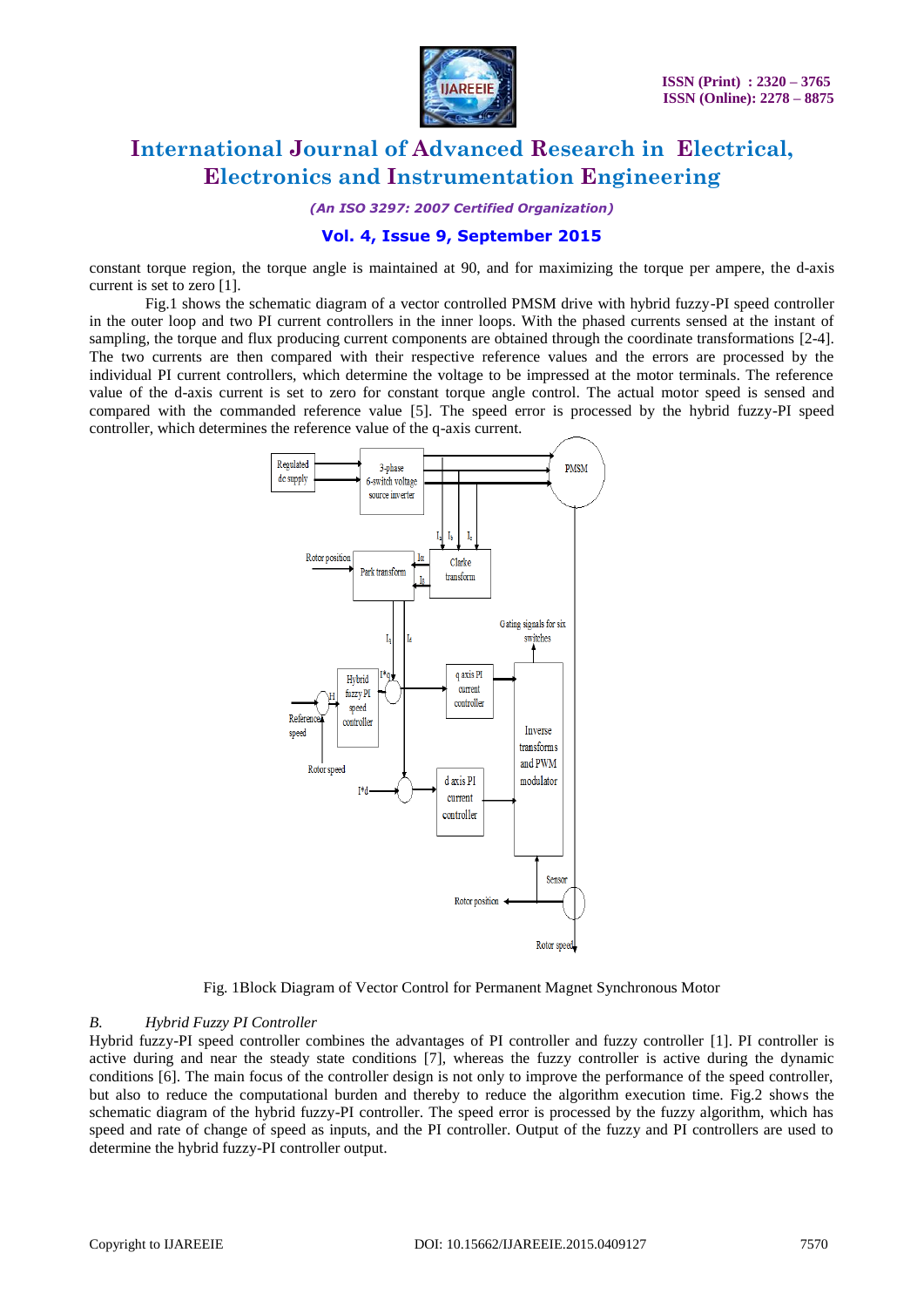constant torque region, the torque angle is maintained at 90, and for maximizing the torque per ampere, the d-axis current is set to zero [1].

Fig.1 shows the schematic diagram of a vector controlled PMSM drive with hybrid fuzzy-PI speed controller in the outer loop and two PI current controllers in the inner loops. With the phased currents sensed at the instant of sampling, the torque and flux producing current components are obtained through the coordinate transformations [2-4]. The two currents are then compared with their respective reference values and the errors are processed by the individual PI current controllers, which determine the voltage to be impressed at the motor terminals. The reference value of the d-axis current is set to zero for constant torque angle control. The actual motor speed is sensed and compared with the commanded reference value [5]. The speed error is processed by the hybrid fuzzy-PI speed controller, which determines the reference value of the q-axis current.

Fig. 1Block Diagram of Vector Control for Permanent Magnet Synchronous Motor

### *B. Hybrid Fuzzy PI Controller*

Hybrid fuzzy-PI speed controller combines the advantages of PI controller and fuzzy controller [1]. PI controller is active during and near the steady state conditions [7], whereas the fuzzy controller is active during the dynamic conditions [6]. The main focus of the controller design is not only to improve the performance of the speed controller, but also to reduce the computational burden and thereby to reduce the algorithm execution time. Fig.2 shows the schematic diagram of the hybrid fuzzy-PI controller. The speed error is processed by the fuzzy algorithm, which has speed and rate of change of speed as inputs, and the PI controller. Output of the fuzzy and PI controllers are used to determine the hybrid fuzzy-PI controller output.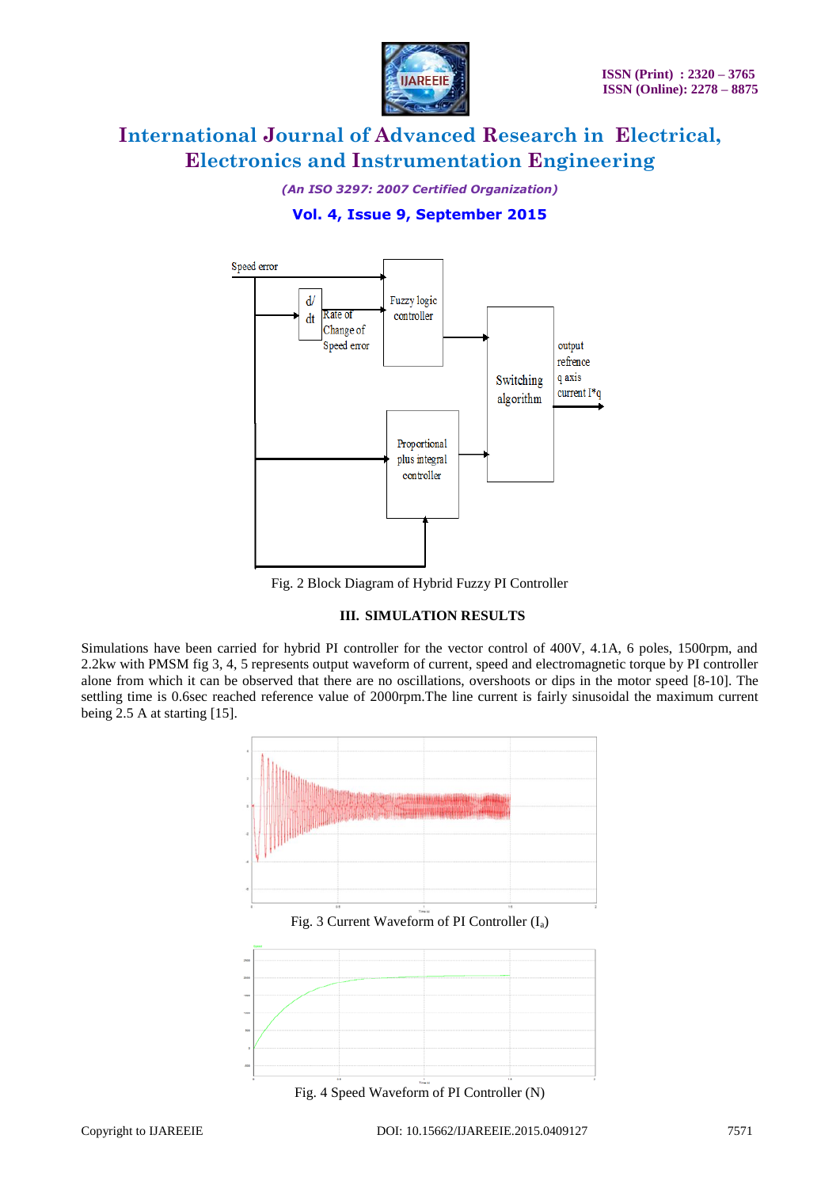Fig. 2 Block Diagram of Hybrid Fuzzy PI Controller

### III. SIMULATION RESULTS

Simulations have been carried for hybrid PI controller for the vector control of 400V, 4.1A, 6 poles, 1500rpm, and 2.2kw with PMSM fig 3, 4, 5 represents output waveform of current, speed and electromagnetic torque by PI controller alone from which it can be observed that there are no oscillations, overshoots or dips in the motor speed [8-10]. The settling time is 0.6sec reached reference value of 2000rpm.The line current is fairly sinusoidal the maximum current being 2.5 A at starting [15].

Fig. 3 Current Waveform of PI Controller ($I_a$)

Fig. 4 Speed Waveform of PI Controller (N)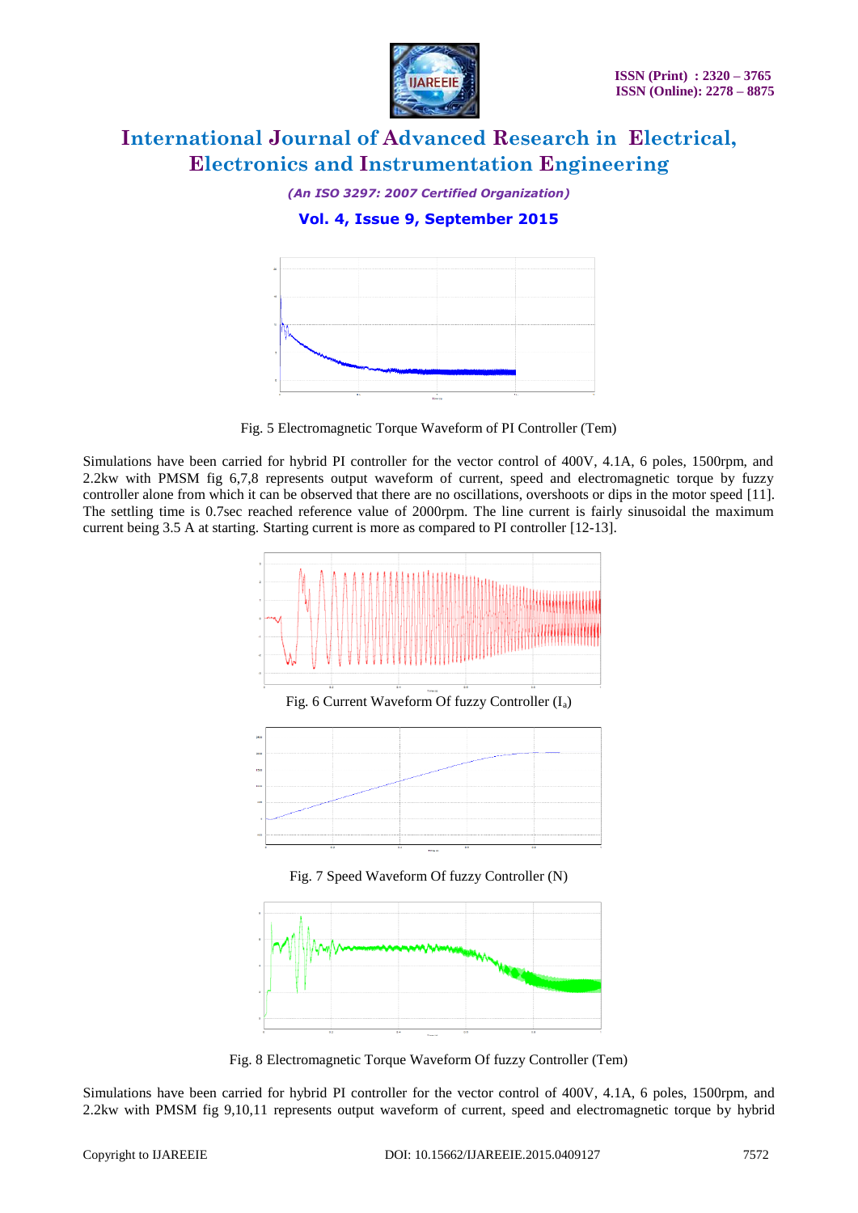Fig. 5 Electromagnetic Torque Waveform of PI Controller (Tem)

Simulations have been carried for hybrid PI controller for the vector control of 400V, 4.1A, 6 poles, 1500rpm, and 2.2kw with PMSM fig 6,7,8 represents output waveform of current, speed and electromagnetic torque by fuzzy controller alone from which it can be observed that there are no oscillations, overshoots or dips in the motor speed [11]. The settling time is 0.7sec reached reference value of 2000rpm. The line current is fairly sinusoidal the maximum current being 3.5 A at starting. Starting current is more as compared to PI controller [12-13].

Fig. 6 Current Waveform Of fuzzy Controller ($I_a$)

Fig. 7 Speed Waveform Of fuzzy Controller (N)

Fig. 8 Electromagnetic Torque Waveform Of fuzzy Controller (Tem)

Simulations have been carried for hybrid PI controller for the vector control of 400V, 4.1A, 6 poles, 1500rpm, and 2.2kw with PMSM fig 9,10,11 represents output waveform of current, speed and electromagnetic torque by hybrid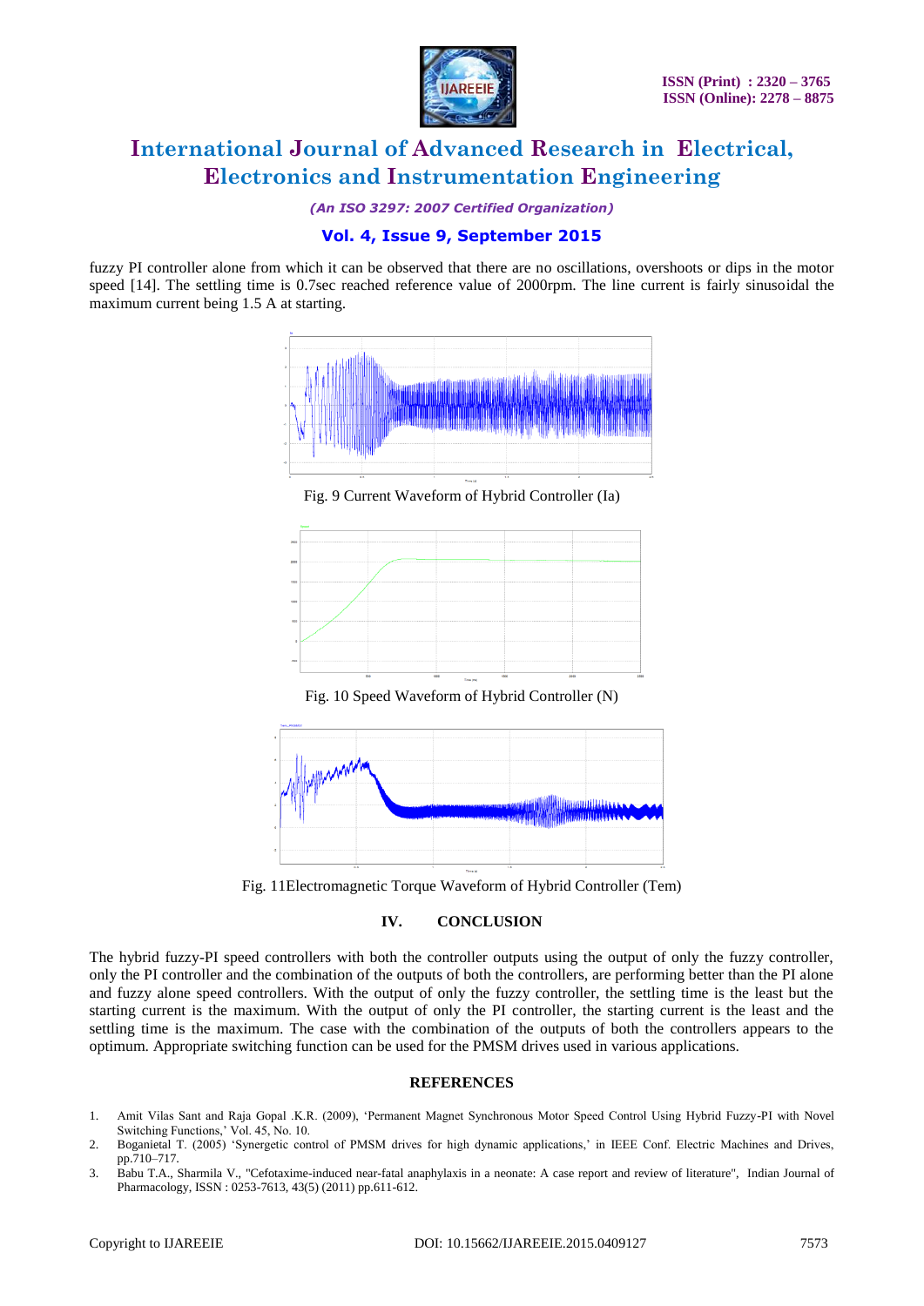fuzzy PI controller alone from which it can be observed that there are no oscillations, overshoots or dips in the motor speed [14]. The settling time is 0.7sec reached reference value of 2000rpm. The line current is fairly sinusoidal the maximum current being 1.5 A at starting.

Fig. 9 Current Waveform of Hybrid Controller (Ia)

Fig. 10 Speed Waveform of Hybrid Controller (N)

Fig. 11Electromagnetic Torque Waveform of Hybrid Controller (Tem)

## IV. CONCLUSION

The hybrid fuzzy-PI speed controllers with both the controller outputs using the output of only the fuzzy controller, only the PI controller and the combination of the outputs of both the controllers, are performing better than the PI alone and fuzzy alone speed controllers. With the output of only the fuzzy controller, the settling time is the least but the starting current is the maximum. With the output of only the PI controller, the starting current is the least and the settling time is the maximum. The case with the combination of the outputs of both the controllers appears to the optimum. Appropriate switching function can be used for the PMSM drives used in various applications.

## REFERENCES

1. Amit Vilas Sant and Raja Gopal .K.R. (2009), 'Permanent Magnet Synchronous Motor Speed Control Using Hybrid Fuzzy-PI with Novel Switching Functions,' Vol. 45, No. 10.
2. Boganietal T. (2005) 'Synergetic control of PMSM drives for high dynamic applications,' in IEEE Conf. Electric Machines and Drives, pp.710–717.
3. Babu T.A., Sharmila V., "Cefotaxime-induced near-fatal anaphylaxis in a neonate: A case report and review of literature", Indian Journal of Pharmacology, ISSN : 0253-7613, 43(5) (2011) pp.611-612.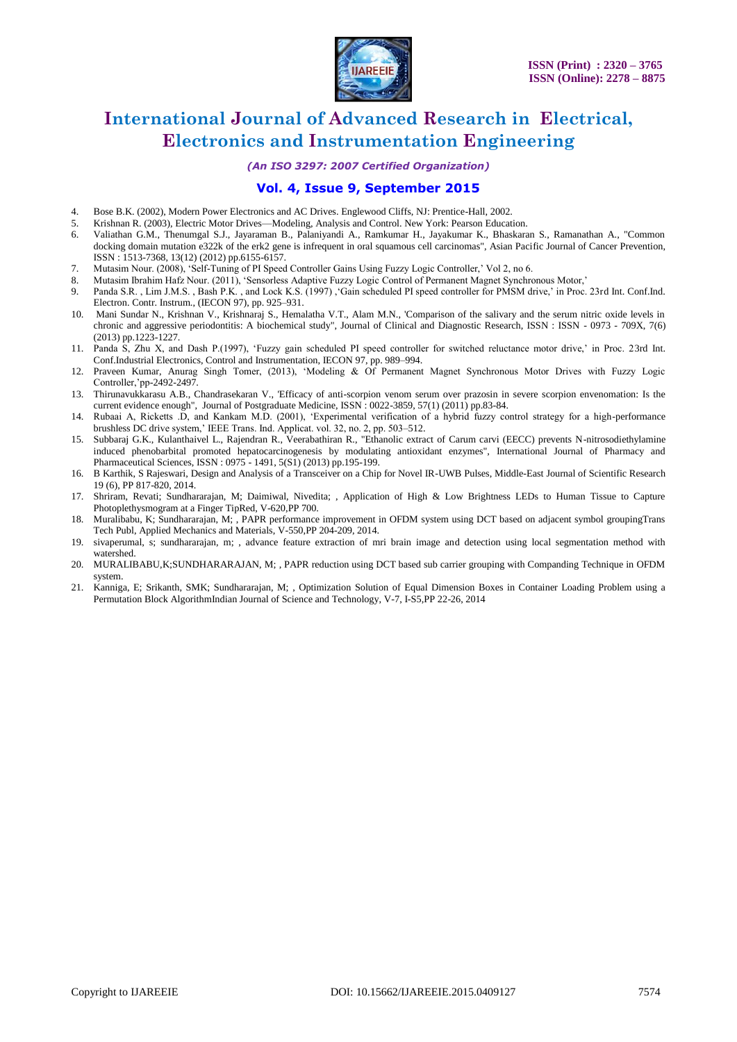4. Bose B.K. (2002), Modern Power Electronics and AC Drives. Englewood Cliffs, NJ: Prentice-Hall, 2002.
5. Krishnan R. (2003), Electric Motor Drives—Modeling, Analysis and Control. New York: Pearson Education.
6. Valiathan G.M., Thenumgal S.J., Jayaraman B., Palaniyandi A., Ramkumar H., Jayakumar K., Bhaskaran S., Ramanathan A., "Common docking domain mutation e322k of the erk2 gene is infrequent in oral squamous cell carcinomas", Asian Pacific Journal of Cancer Prevention, ISSN : 1513-7368, 13(12) (2012) pp.6155-6157.
7. Mutasim Nour. (2008), 'Self-Tuning of PI Speed Controller Gains Using Fuzzy Logic Controller,' Vol 2, no 6.
8. Mutasim Ibrahim Hafz Nour. (2011), 'Sensorless Adaptive Fuzzy Logic Control of Permanent Magnet Synchronous Motor,'
9. Panda S.R. , Lim J.M.S. , Bash P.K. , and Lock K.S. (1997) ,'Gain scheduled PI speed controller for PMSM drive,' in Proc. 23rd Int. Conf.Ind. Electron. Contr. Instrum., (IECON 97), pp. 925–931.
10. Mani Sundar N., Krishnan V., Krishnaraj S., Hemalatha V.T., Alam M.N., 'Comparison of the salivary and the serum nitric oxide levels in chronic and aggressive periodontitis: A biochemical study", Journal of Clinical and Diagnostic Research, ISSN : ISSN - 0973 - 709X, 7(6) (2013) pp.1223-1227.
11. Panda S, Zhu X, and Dash P.(1997), 'Fuzzy gain scheduled PI speed controller for switched reluctance motor drive,' in Proc. 23rd Int. Conf.Industrial Electronics, Control and Instrumentation, IECON 97, pp. 989–994.
12. Praveen Kumar, Anurag Singh Tomer, (2013), 'Modeling & Of Permanent Magnet Synchronous Motor Drives with Fuzzy Logic Controller,'pp-2492-2497.
13. Thirunavukkarasu A.B., Chandrasekaran V., 'Efficacy of anti-scorpion venom serum over prazosin in severe scorpion envenomation: Is the current evidence enough", Journal of Postgraduate Medicine, ISSN : 0022-3859, 57(1) (2011) pp.83-84.
14. Rubaai A, Ricketts .D, and Kankam M.D. (2001), 'Experimental verification of a hybrid fuzzy control strategy for a high-performance brushless DC drive system,' IEEE Trans. Ind. Applicat. vol. 32, no. 2, pp. 503–512.
15. Subbaraj G.K., Kulanthaivel L., Rajendran R., Veerabathiran R., "Ethanolic extract of Carum carvi (EECC) prevents N-nitrosodiethylamine induced phenobarbital promoted hepatocarcinogenesis by modulating antioxidant enzymes", International Journal of Pharmacy and Pharmaceutical Sciences, ISSN : 0975 - 1491, 5(S1) (2013) pp.195-199.
16. B Karthik, S Rajeswari, Design and Analysis of a Transceiver on a Chip for Novel IR-UWB Pulses, Middle-East Journal of Scientific Research 19 (6), PP 817-820, 2014.
17. Shriram, Revati; Sundhararajan, M; Daimiwal, Nivedita; , Application of High & Low Brightness LEDs to Human Tissue to Capture Photoplethysmogram at a Finger TipRed, V-620,PP 700.
18. Muralibabu, K; Sundhararajan, M; , PAPR performance improvement in OFDM system using DCT based on adjacent symbol groupingTrans Tech Publ, Applied Mechanics and Materials, V-550,PP 204-209, 2014.
19. sivaperumal, s; sundhararajan, m; , advance feature extraction of mri brain image and detection using local segmentation method with watershed.
20. MURALIBABU,K;SUNDHARARAJAN, M; , PAPR reduction using DCT based sub carrier grouping with Companding Technique in OFDM system.
21. Kanniga, E; Srikanth, SMK; Sundhararajan, M; , Optimization Solution of Equal Dimension Boxes in Container Loading Problem using a Permutation Block AlgorithmIndian Journal of Science and Technology, V-7, I-S5,PP 22-26, 2014